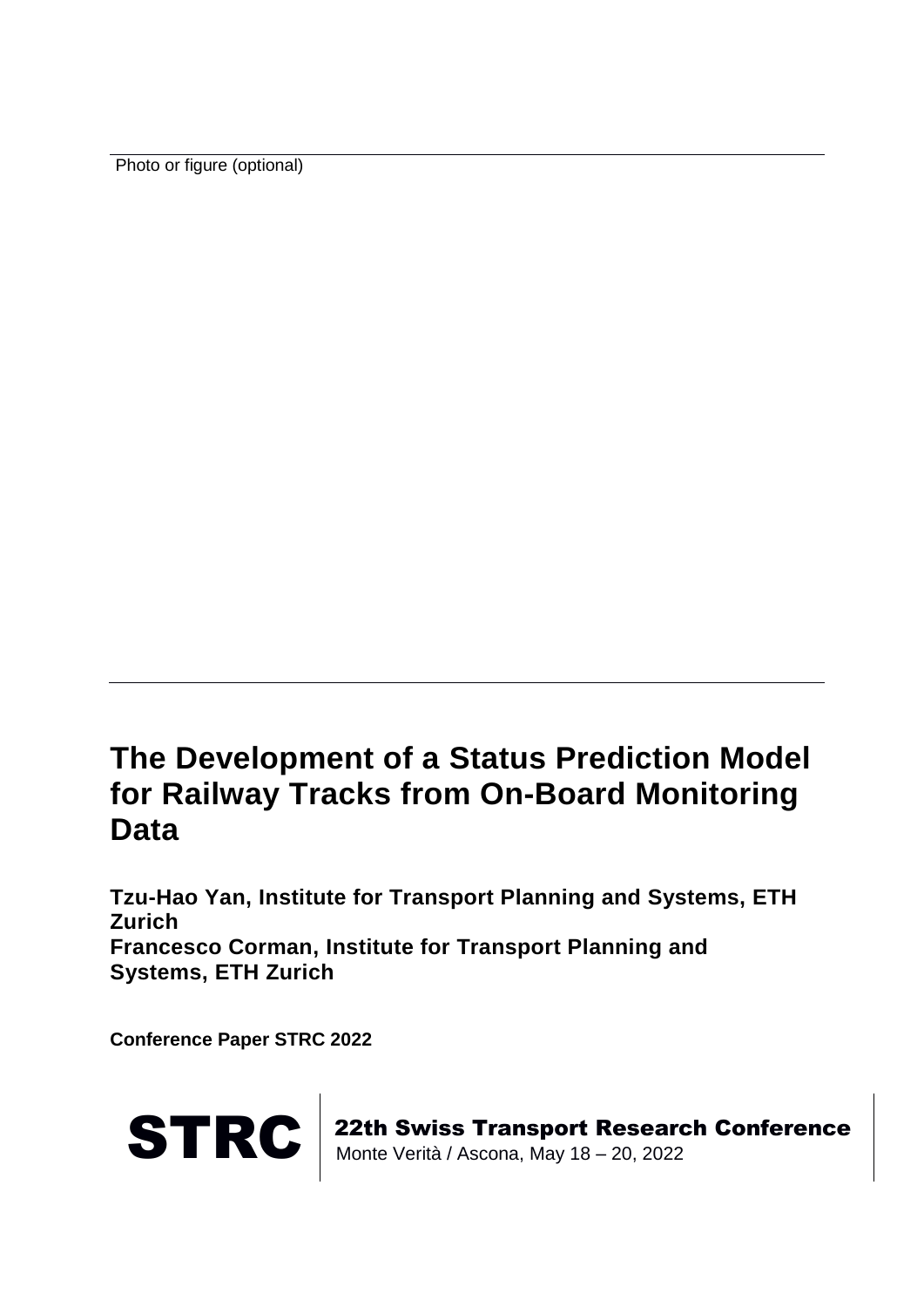Photo or figure (optional)

# The Development of a Status Prediction Model for Railway Tracks from On-Board Monitoring Data

**Tzu-Hao Yan, Institute for Transport Planning and Systems, ETH Zurich**
**Francesco Corman, Institute for Transport Planning and Systems, ETH Zurich**

**Conference Paper STRC 2022**

**STRC** | **22th Swiss Transport Research Conference**
Monte Verità / Ascona, May 18 – 20, 2022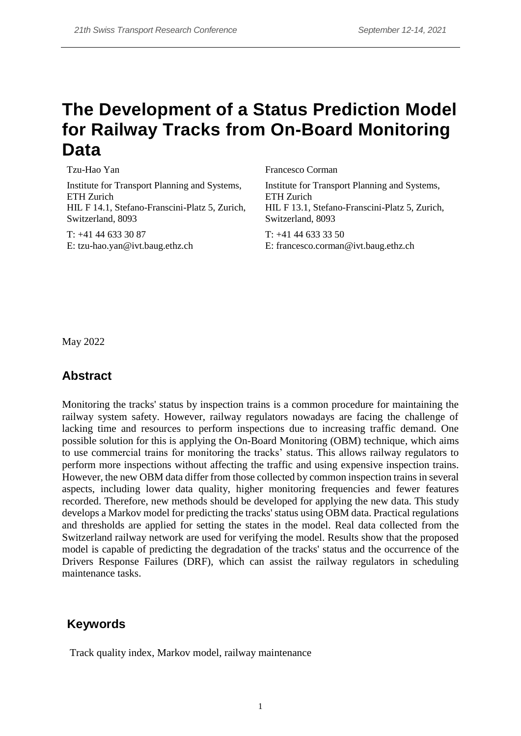# The Development of a Status Prediction Model for Railway Tracks from On-Board Monitoring Data

Tzu-Hao Yan

Institute for Transport Planning and Systems, ETH Zurich
HIL F 14.1, Stefano-Franscini-Platz 5, Zurich, Switzerland, 8093

T: +41 44 633 30 87
E: tzu-hao.yan@ivt.baug.ethz.ch

Francesco Corman

Institute for Transport Planning and Systems, ETH Zurich
HIL F 13.1, Stefano-Franscini-Platz 5, Zurich, Switzerland, 8093

T: +41 44 633 33 50
E: francesco.corman@ivt.baug.ethz.ch

May 2022

## Abstract

Monitoring the tracks' status by inspection trains is a common procedure for maintaining the railway system safety. However, railway regulators nowadays are facing the challenge of lacking time and resources to perform inspections due to increasing traffic demand. One possible solution for this is applying the On-Board Monitoring (OBM) technique, which aims to use commercial trains for monitoring the tracks' status. This allows railway regulators to perform more inspections without affecting the traffic and using expensive inspection trains. However, the new OBM data differ from those collected by common inspection trains in several aspects, including lower data quality, higher monitoring frequencies and fewer features recorded. Therefore, new methods should be developed for applying the new data. This study develops a Markov model for predicting the tracks' status using OBM data. Practical regulations and thresholds are applied for setting the states in the model. Real data collected from the Switzerland railway network are used for verifying the model. Results show that the proposed model is capable of predicting the degradation of the tracks' status and the occurrence of the Drivers Response Failures (DRF), which can assist the railway regulators in scheduling maintenance tasks.

## Keywords

Track quality index, Markov model, railway maintenance